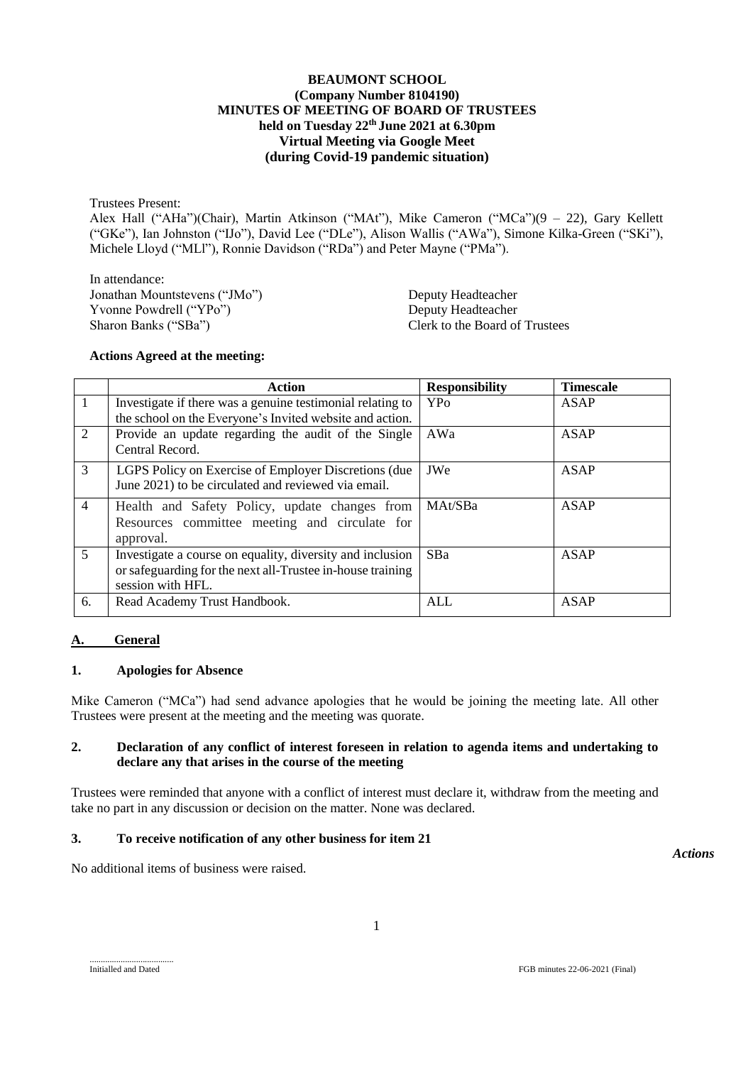**BEAUMONT SCHOOL**
**(Company Number 8104190)**
**MINUTES OF MEETING OF BOARD OF TRUSTEES**
**held on Tuesday 22nd June 2021 at 6.30pm**
**Virtual Meeting via Google Meet**
**(during Covid-19 pandemic situation)**

Trustees Present:
Alex Hall ("AHa")(Chair), Martin Atkinson ("MAt"), Mike Cameron ("MCa")(9 – 22), Gary Kellett ("GKe"), Ian Johnston ("IJo"), David Lee ("DLe"), Alison Wallis ("AWa"), Simone Kilka-Green ("SKi"), Michele Lloyd ("MLl"), Ronnie Davidson ("RDa") and Peter Mayne ("PMa").

In attendance:

| | |
|---|---|
| Jonathan Mountstevens ("JMo") | Deputy Headteacher |
| Yvonne Powdrell ("YPo") | Deputy Headteacher |
| Sharon Banks ("SBa") | Clerk to the Board of Trustees |

**Actions Agreed at the meeting:**

| | Action | Responsibility | Timescale |
|---|---|---|---|
| 1 | Investigate if there was a genuine testimonial relating to the school on the Everyone's Invited website and action. | YPo | ASAP |
| 2 | Provide an update regarding the audit of the Single Central Record. | AWa | ASAP |
| 3 | LGPS Policy on Exercise of Employer Discretions (due June 2021) to be circulated and reviewed via email. | JWe | ASAP |
| 4 | Health and Safety Policy, update changes from Resources committee meeting and circulate for approval. | MAt/SBa | ASAP |
| 5 | Investigate a course on equality, diversity and inclusion or safeguarding for the next all-Trustee in-house training session with HFL. | SBa | ASAP |
| 6. | Read Academy Trust Handbook. | ALL | ASAP |

## A. General

### 1. Apologies for Absence

Mike Cameron ("MCa") had send advance apologies that he would be joining the meeting late. All other Trustees were present at the meeting and the meeting was quorate.

### 2. Declaration of any conflict of interest foreseen in relation to agenda items and undertaking to declare any that arises in the course of the meeting

Trustees were reminded that anyone with a conflict of interest must declare it, withdraw from the meeting and take no part in any discussion or decision on the matter. None was declared.

### 3. To receive notification of any other business for item 21

*Actions*

No additional items of business were raised.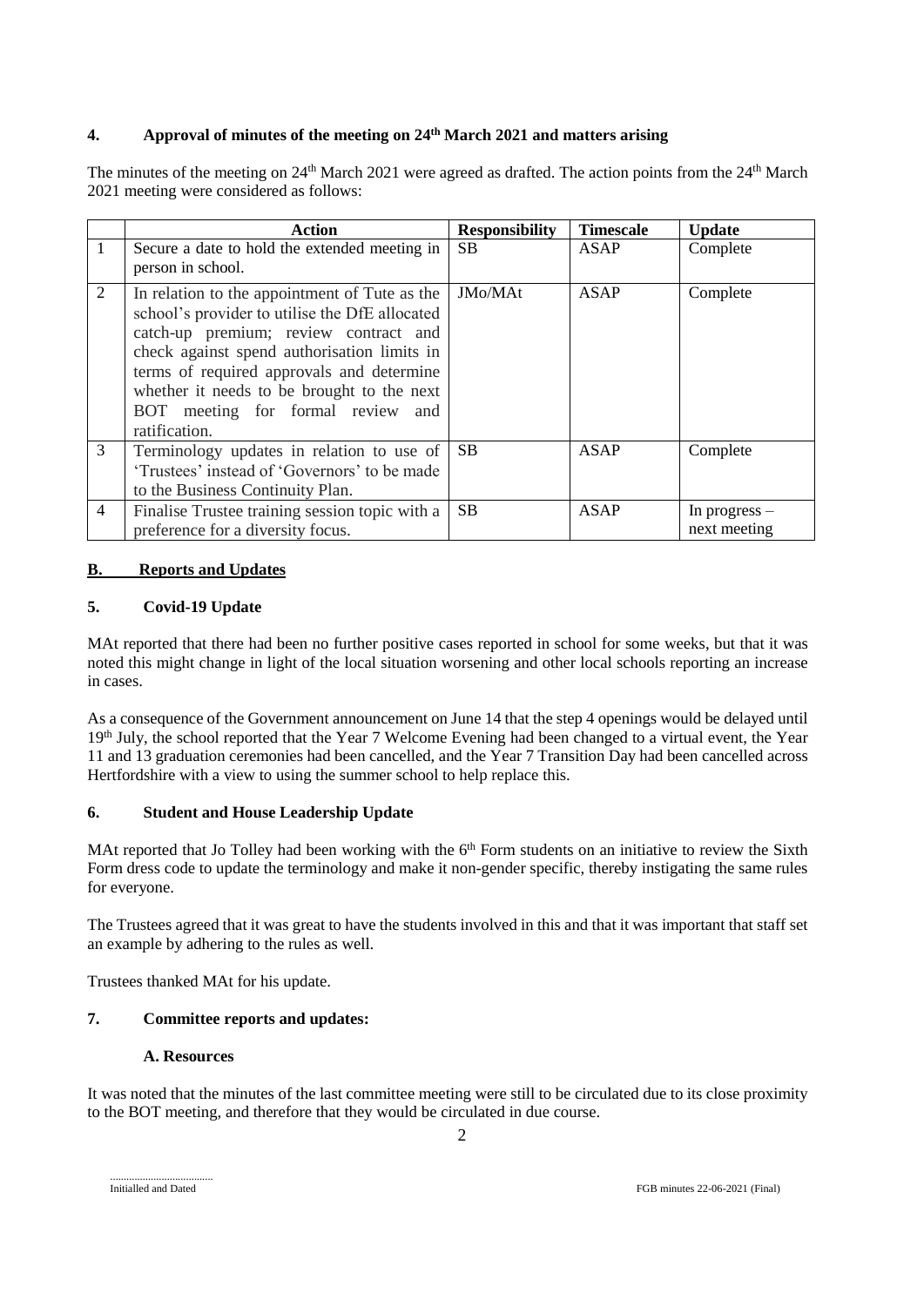## 4. Approval of minutes of the meeting on 24th March 2021 and matters arising

The minutes of the meeting on 24th March 2021 were agreed as drafted. The action points from the 24th March 2021 meeting were considered as follows:

| | Action | Responsibility | Timescale | Update |
|---|---|---|---|---|
| 1 | Secure a date to hold the extended meeting in person in school. | SB | ASAP | Complete |
| 2 | In relation to the appointment of Tute as the school's provider to utilise the DfE allocated catch-up premium; review contract and check against spend authorisation limits in terms of required approvals and determine whether it needs to be brought to the next BOT meeting for formal review and ratification. | JMo/MAt | ASAP | Complete |
| 3 | Terminology updates in relation to use of 'Trustees' instead of 'Governors' to be made to the Business Continuity Plan. | SB | ASAP | Complete |
| 4 | Finalise Trustee training session topic with a preference for a diversity focus. | SB | ASAP | In progress – next meeting |

## B. Reports and Updates

### 5. Covid-19 Update

MAt reported that there had been no further positive cases reported in school for some weeks, but that it was noted this might change in light of the local situation worsening and other local schools reporting an increase in cases.

As a consequence of the Government announcement on June 14 that the step 4 openings would be delayed until 19th July, the school reported that the Year 7 Welcome Evening had been changed to a virtual event, the Year 11 and 13 graduation ceremonies had been cancelled, and the Year 7 Transition Day had been cancelled across Hertfordshire with a view to using the summer school to help replace this.

### 6. Student and House Leadership Update

MAt reported that Jo Tolley had been working with the 6th Form students on an initiative to review the Sixth Form dress code to update the terminology and make it non-gender specific, thereby instigating the same rules for everyone.

The Trustees agreed that it was great to have the students involved in this and that it was important that staff set an example by adhering to the rules as well.

Trustees thanked MAt for his update.

### 7. Committee reports and updates:

#### A. Resources

It was noted that the minutes of the last committee meeting were still to be circulated due to its close proximity to the BOT meeting, and therefore that they would be circulated in due course.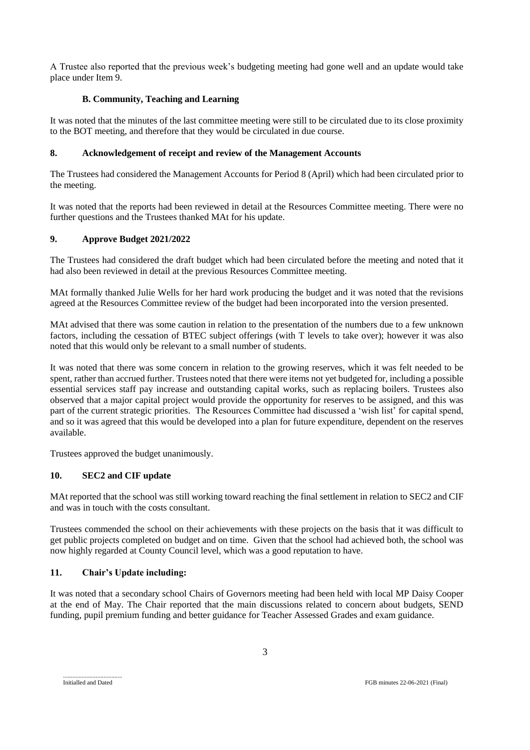A Trustee also reported that the previous week's budgeting meeting had gone well and an update would take place under Item 9.

### B. Community, Teaching and Learning

It was noted that the minutes of the last committee meeting were still to be circulated due to its close proximity to the BOT meeting, and therefore that they would be circulated in due course.

## 8. Acknowledgement of receipt and review of the Management Accounts

The Trustees had considered the Management Accounts for Period 8 (April) which had been circulated prior to the meeting.

It was noted that the reports had been reviewed in detail at the Resources Committee meeting. There were no further questions and the Trustees thanked MAt for his update.

## 9. Approve Budget 2021/2022

The Trustees had considered the draft budget which had been circulated before the meeting and noted that it had also been reviewed in detail at the previous Resources Committee meeting.

MAt formally thanked Julie Wells for her hard work producing the budget and it was noted that the revisions agreed at the Resources Committee review of the budget had been incorporated into the version presented.

MAt advised that there was some caution in relation to the presentation of the numbers due to a few unknown factors, including the cessation of BTEC subject offerings (with T levels to take over); however it was also noted that this would only be relevant to a small number of students.

It was noted that there was some concern in relation to the growing reserves, which it was felt needed to be spent, rather than accrued further. Trustees noted that there were items not yet budgeted for, including a possible essential services staff pay increase and outstanding capital works, such as replacing boilers. Trustees also observed that a major capital project would provide the opportunity for reserves to be assigned, and this was part of the current strategic priorities. The Resources Committee had discussed a 'wish list' for capital spend, and so it was agreed that this would be developed into a plan for future expenditure, dependent on the reserves available.

Trustees approved the budget unanimously.

## 10. SEC2 and CIF update

MAt reported that the school was still working toward reaching the final settlement in relation to SEC2 and CIF and was in touch with the costs consultant.

Trustees commended the school on their achievements with these projects on the basis that it was difficult to get public projects completed on budget and on time. Given that the school had achieved both, the school was now highly regarded at County Council level, which was a good reputation to have.

## 11. Chair's Update including:

It was noted that a secondary school Chairs of Governors meeting had been held with local MP Daisy Cooper at the end of May. The Chair reported that the main discussions related to concern about budgets, SEND funding, pupil premium funding and better guidance for Teacher Assessed Grades and exam guidance.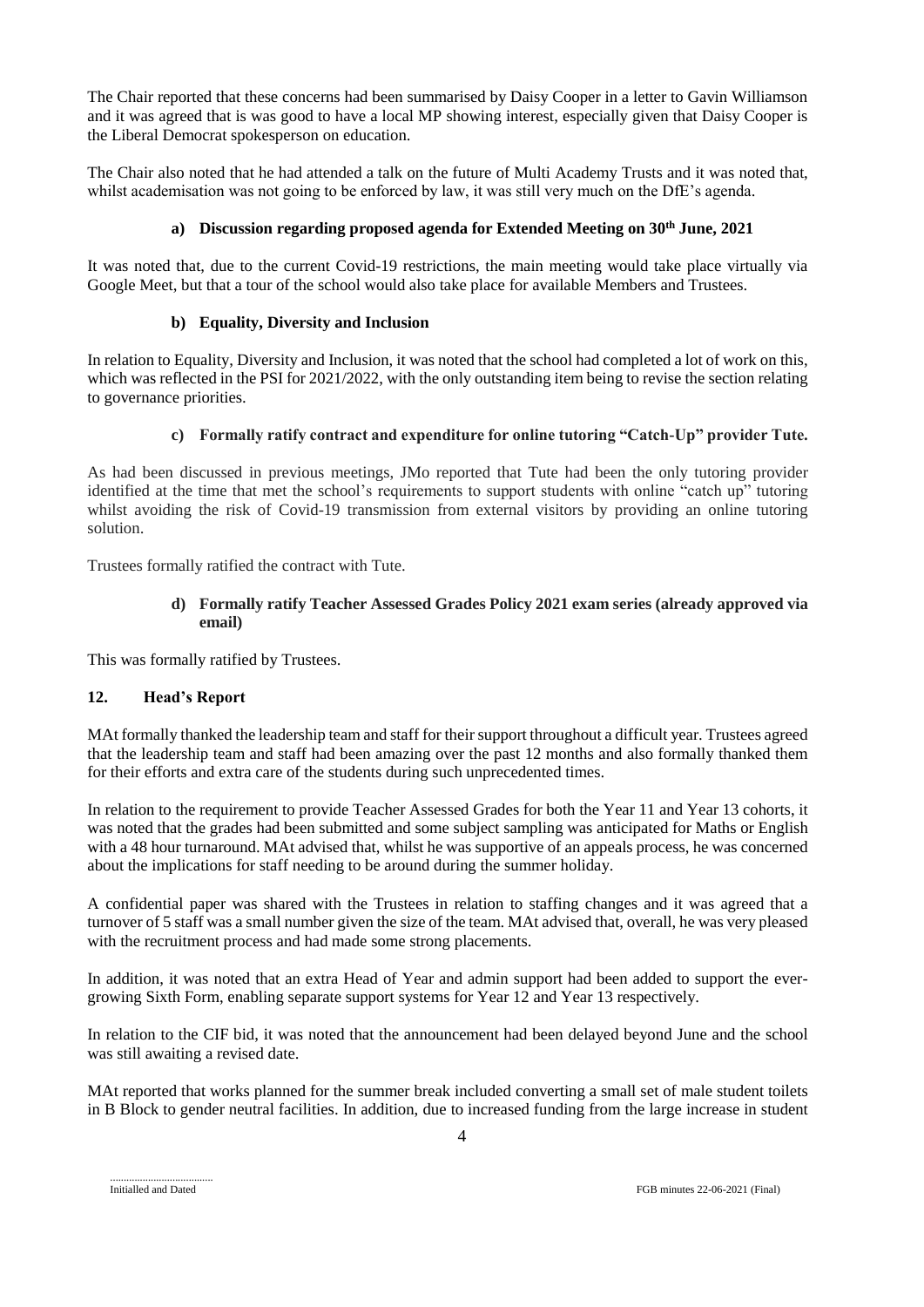The Chair reported that these concerns had been summarised by Daisy Cooper in a letter to Gavin Williamson and it was agreed that is was good to have a local MP showing interest, especially given that Daisy Cooper is the Liberal Democrat spokesperson on education.

The Chair also noted that he had attended a talk on the future of Multi Academy Trusts and it was noted that, whilst academisation was not going to be enforced by law, it was still very much on the DfE's agenda.

**a) Discussion regarding proposed agenda for Extended Meeting on 30th June, 2021**

It was noted that, due to the current Covid-19 restrictions, the main meeting would take place virtually via Google Meet, but that a tour of the school would also take place for available Members and Trustees.

**b) Equality, Diversity and Inclusion**

In relation to Equality, Diversity and Inclusion, it was noted that the school had completed a lot of work on this, which was reflected in the PSI for 2021/2022, with the only outstanding item being to revise the section relating to governance priorities.

**c) Formally ratify contract and expenditure for online tutoring "Catch-Up" provider Tute.**

As had been discussed in previous meetings, JMo reported that Tute had been the only tutoring provider identified at the time that met the school's requirements to support students with online "catch up" tutoring whilst avoiding the risk of Covid-19 transmission from external visitors by providing an online tutoring solution.

Trustees formally ratified the contract with Tute.

**d) Formally ratify Teacher Assessed Grades Policy 2021 exam series (already approved via email)**

This was formally ratified by Trustees.

## 12. Head's Report

MAt formally thanked the leadership team and staff for their support throughout a difficult year. Trustees agreed that the leadership team and staff had been amazing over the past 12 months and also formally thanked them for their efforts and extra care of the students during such unprecedented times.

In relation to the requirement to provide Teacher Assessed Grades for both the Year 11 and Year 13 cohorts, it was noted that the grades had been submitted and some subject sampling was anticipated for Maths or English with a 48 hour turnaround. MAt advised that, whilst he was supportive of an appeals process, he was concerned about the implications for staff needing to be around during the summer holiday.

A confidential paper was shared with the Trustees in relation to staffing changes and it was agreed that a turnover of 5 staff was a small number given the size of the team. MAt advised that, overall, he was very pleased with the recruitment process and had made some strong placements.

In addition, it was noted that an extra Head of Year and admin support had been added to support the ever-growing Sixth Form, enabling separate support systems for Year 12 and Year 13 respectively.

In relation to the CIF bid, it was noted that the announcement had been delayed beyond June and the school was still awaiting a revised date.

MAt reported that works planned for the summer break included converting a small set of male student toilets in B Block to gender neutral facilities. In addition, due to increased funding from the large increase in student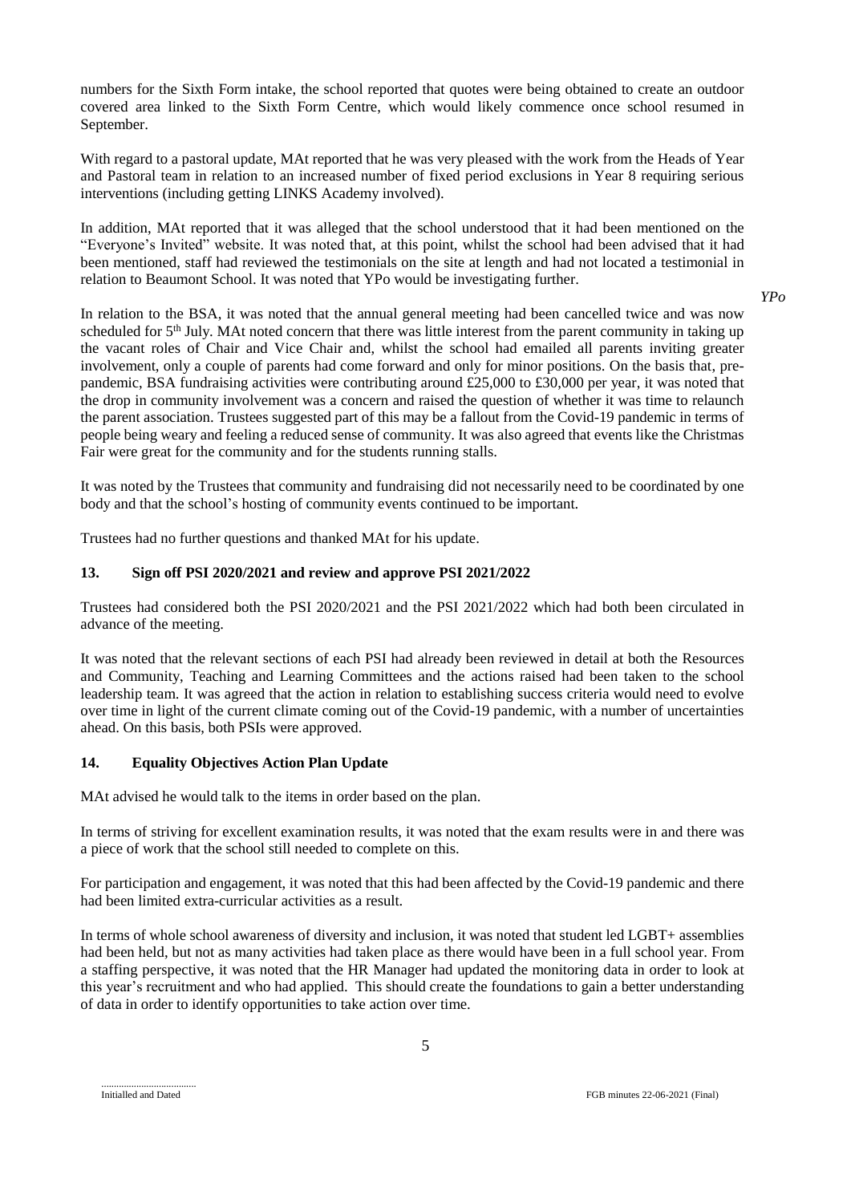numbers for the Sixth Form intake, the school reported that quotes were being obtained to create an outdoor covered area linked to the Sixth Form Centre, which would likely commence once school resumed in September.

With regard to a pastoral update, MAt reported that he was very pleased with the work from the Heads of Year and Pastoral team in relation to an increased number of fixed period exclusions in Year 8 requiring serious interventions (including getting LINKS Academy involved).

In addition, MAt reported that it was alleged that the school understood that it had been mentioned on the "Everyone's Invited" website. It was noted that, at this point, whilst the school had been advised that it had been mentioned, staff had reviewed the testimonials on the site at length and had not located a testimonial in relation to Beaumont School. It was noted that YPo would be investigating further. *YPo*

In relation to the BSA, it was noted that the annual general meeting had been cancelled twice and was now scheduled for 5th July. MAt noted concern that there was little interest from the parent community in taking up the vacant roles of Chair and Vice Chair and, whilst the school had emailed all parents inviting greater involvement, only a couple of parents had come forward and only for minor positions. On the basis that, pre-pandemic, BSA fundraising activities were contributing around £25,000 to £30,000 per year, it was noted that the drop in community involvement was a concern and raised the question of whether it was time to relaunch the parent association. Trustees suggested part of this may be a fallout from the Covid-19 pandemic in terms of people being weary and feeling a reduced sense of community. It was also agreed that events like the Christmas Fair were great for the community and for the students running stalls.

It was noted by the Trustees that community and fundraising did not necessarily need to be coordinated by one body and that the school's hosting of community events continued to be important.

Trustees had no further questions and thanked MAt for his update.

## 13. Sign off PSI 2020/2021 and review and approve PSI 2021/2022

Trustees had considered both the PSI 2020/2021 and the PSI 2021/2022 which had both been circulated in advance of the meeting.

It was noted that the relevant sections of each PSI had already been reviewed in detail at both the Resources and Community, Teaching and Learning Committees and the actions raised had been taken to the school leadership team. It was agreed that the action in relation to establishing success criteria would need to evolve over time in light of the current climate coming out of the Covid-19 pandemic, with a number of uncertainties ahead. On this basis, both PSIs were approved.

## 14. Equality Objectives Action Plan Update

MAt advised he would talk to the items in order based on the plan.

In terms of striving for excellent examination results, it was noted that the exam results were in and there was a piece of work that the school still needed to complete on this.

For participation and engagement, it was noted that this had been affected by the Covid-19 pandemic and there had been limited extra-curricular activities as a result.

In terms of whole school awareness of diversity and inclusion, it was noted that student led LGBT+ assemblies had been held, but not as many activities had taken place as there would have been in a full school year. From a staffing perspective, it was noted that the HR Manager had updated the monitoring data in order to look at this year's recruitment and who had applied. This should create the foundations to gain a better understanding of data in order to identify opportunities to take action over time.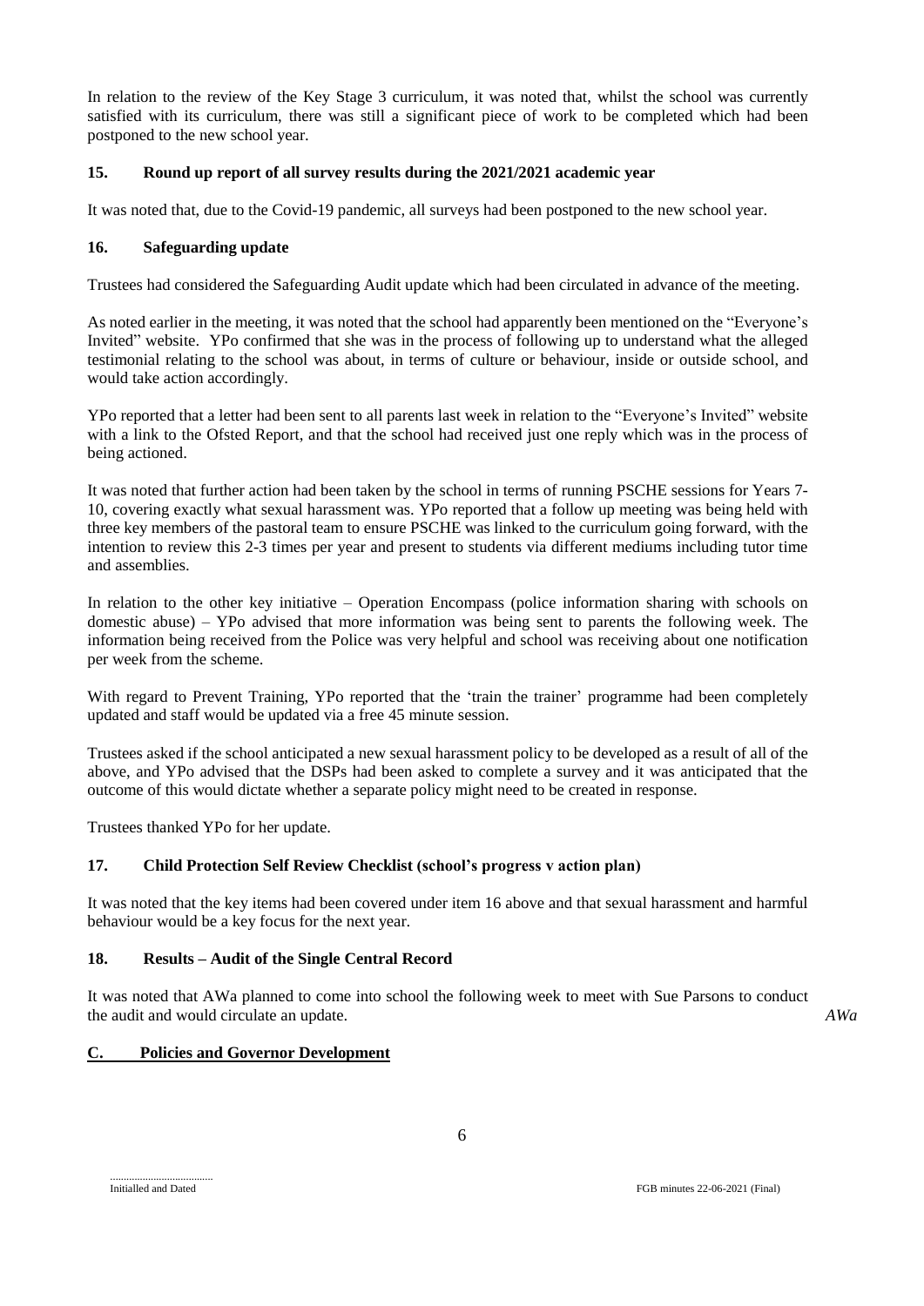In relation to the review of the Key Stage 3 curriculum, it was noted that, whilst the school was currently satisfied with its curriculum, there was still a significant piece of work to be completed which had been postponed to the new school year.

**15. Round up report of all survey results during the 2021/2021 academic year**

It was noted that, due to the Covid-19 pandemic, all surveys had been postponed to the new school year.

**16. Safeguarding update**

Trustees had considered the Safeguarding Audit update which had been circulated in advance of the meeting.

As noted earlier in the meeting, it was noted that the school had apparently been mentioned on the "Everyone's Invited" website. YPo confirmed that she was in the process of following up to understand what the alleged testimonial relating to the school was about, in terms of culture or behaviour, inside or outside school, and would take action accordingly.

YPo reported that a letter had been sent to all parents last week in relation to the "Everyone's Invited" website with a link to the Ofsted Report, and that the school had received just one reply which was in the process of being actioned.

It was noted that further action had been taken by the school in terms of running PSCHE sessions for Years 7-10, covering exactly what sexual harassment was. YPo reported that a follow up meeting was being held with three key members of the pastoral team to ensure PSCHE was linked to the curriculum going forward, with the intention to review this 2-3 times per year and present to students via different mediums including tutor time and assemblies.

In relation to the other key initiative – Operation Encompass (police information sharing with schools on domestic abuse) – YPo advised that more information was being sent to parents the following week. The information being received from the Police was very helpful and school was receiving about one notification per week from the scheme.

With regard to Prevent Training, YPo reported that the 'train the trainer' programme had been completely updated and staff would be updated via a free 45 minute session.

Trustees asked if the school anticipated a new sexual harassment policy to be developed as a result of all of the above, and YPo advised that the DSPs had been asked to complete a survey and it was anticipated that the outcome of this would dictate whether a separate policy might need to be created in response.

Trustees thanked YPo for her update.

**17. Child Protection Self Review Checklist (school's progress v action plan)**

It was noted that the key items had been covered under item 16 above and that sexual harassment and harmful behaviour would be a key focus for the next year.

**18. Results – Audit of the Single Central Record**

It was noted that AWa planned to come into school the following week to meet with Sue Parsons to conduct the audit and would circulate an update. *AWa*

**C. Policies and Governor Development**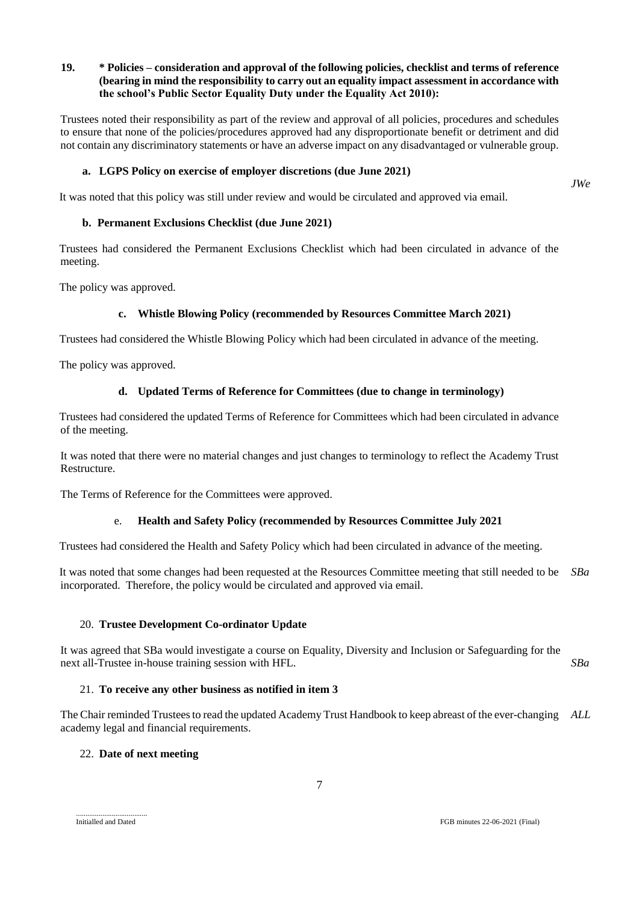**19. * Policies – consideration and approval of the following policies, checklist and terms of reference (bearing in mind the responsibility to carry out an equality impact assessment in accordance with the school's Public Sector Equality Duty under the Equality Act 2010):**

Trustees noted their responsibility as part of the review and approval of all policies, procedures and schedules to ensure that none of the policies/procedures approved had any disproportionate benefit or detriment and did not contain any discriminatory statements or have an adverse impact on any disadvantaged or vulnerable group.

**a. LGPS Policy on exercise of employer discretions (due June 2021)**

It was noted that this policy was still under review and would be circulated and approved via email. *JWe*

**b. Permanent Exclusions Checklist (due June 2021)**

Trustees had considered the Permanent Exclusions Checklist which had been circulated in advance of the meeting.

The policy was approved.

**c. Whistle Blowing Policy (recommended by Resources Committee March 2021)**

Trustees had considered the Whistle Blowing Policy which had been circulated in advance of the meeting.

The policy was approved.

**d. Updated Terms of Reference for Committees (due to change in terminology)**

Trustees had considered the updated Terms of Reference for Committees which had been circulated in advance of the meeting.

It was noted that there were no material changes and just changes to terminology to reflect the Academy Trust Restructure.

The Terms of Reference for the Committees were approved.

e. **Health and Safety Policy (recommended by Resources Committee July 2021**

Trustees had considered the Health and Safety Policy which had been circulated in advance of the meeting.

It was noted that some changes had been requested at the Resources Committee meeting that still needed to be incorporated. Therefore, the policy would be circulated and approved via email. *SBa*

20. **Trustee Development Co-ordinator Update**

It was agreed that SBa would investigate a course on Equality, Diversity and Inclusion or Safeguarding for the next all-Trustee in-house training session with HFL. *SBa*

21. **To receive any other business as notified in item 3**

The Chair reminded Trustees to read the updated Academy Trust Handbook to keep abreast of the ever-changing academy legal and financial requirements. *ALL*

22. **Date of next meeting**

.....................................
Initialled and Dated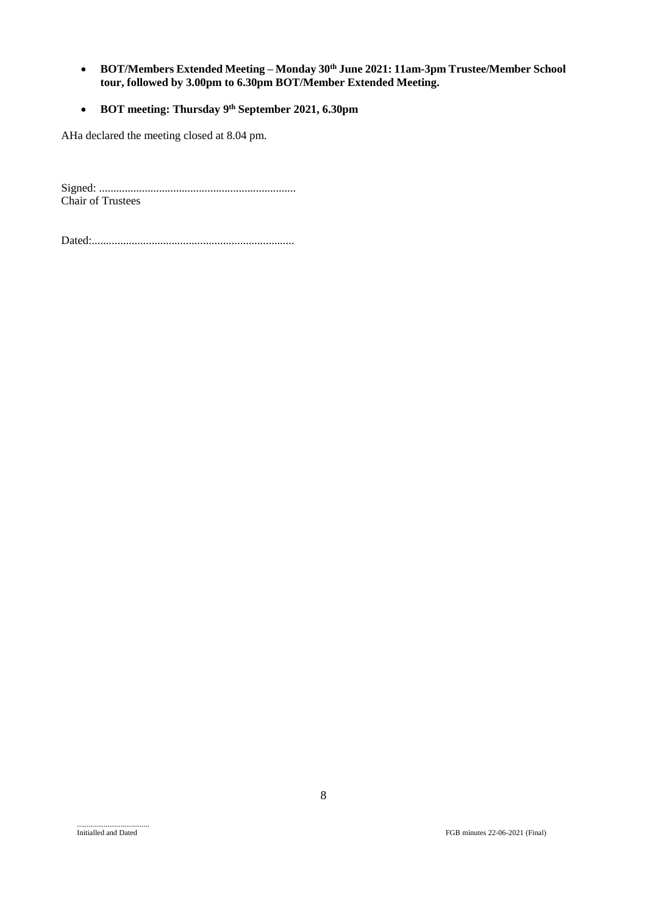- **BOT/Members Extended Meeting – Monday 30th June 2021: 11am-3pm Trustee/Member School tour, followed by 3.00pm to 6.30pm BOT/Member Extended Meeting.**

- **BOT meeting: Thursday 9th September 2021, 6.30pm**

AHa declared the meeting closed at 8.04 pm.

Signed: .....................................................................
Chair of Trustees

Dated:.......................................................................

.....................................
Initialled and Dated

FGB minutes 22-06-2021 (Final)